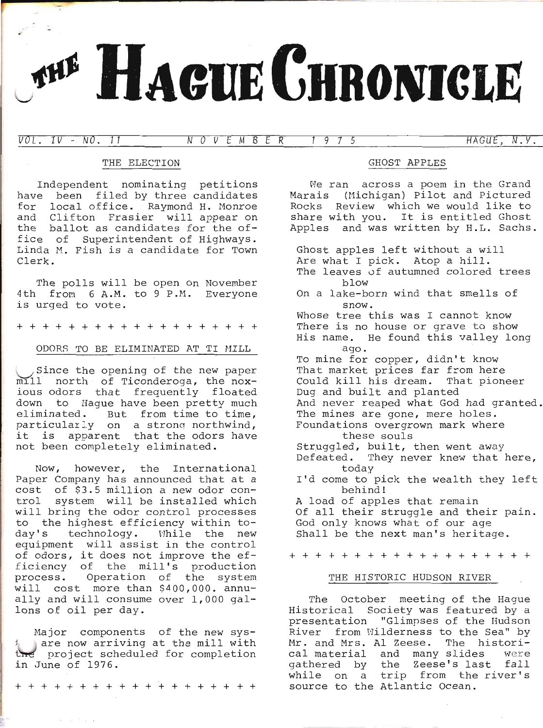# THE HAGUE CHRONICLE

VOL. IV - NO. 11 — NOVEMBER 1975 — HAGUE, N.Y.

## THE ELECTION

Independent nominating petitions have been filed by three candidates for local office. Raymond H. Monroe and Clifton Frasier will appear on the ballot as candidates for the office of Superintendent of Highways. Linda M. Fish is a candidate for Town Clerk.

The polls will be open on November 4th from 6 A.M. to 9 P.M. Everyone is urged to vote.

+ + + + + + + + + + + + + + + + + + + + +

## ODORS TO BE ELIMINATED AT TI MILL

Since the opening of the new paper mill north of Ticonderoga, the noxious odors that frequently floated down to Hague have been pretty much eliminated. But from time to time, particularly on a strong northwind, it is apparent that the odors have not been completely eliminated.

Now, however, the International Paper Company has announced that at a cost of $3.5 million a new odor control system will be installed which will bring the odor control processes to the highest efficiency within today's technology. While the new equipment will assist in the control of odors, it does not improve the efficiency of the mill's production process. Operation of the system will cost more than $400,000. annually and will consume over 1,000 gallons of oil per day.

Major components of the new system are now arriving at the mill with the project scheduled for completion in June of 1976.

+ + + + + + + + + + + + + + + + + + + + +

## GHOST APPLES

We ran across a poem in the Grand Marais (Michigan) Pilot and Pictured Rocks Review which we would like to share with you. It is entitled Ghost Apples and was written by H.L. Sachs.

Ghost apples left without a will
Are what I pick. Atop a hill.
The leaves of autumned colored trees
blow
On a lake-born wind that smells of
snow.
Whose tree this was I cannot know
There is no house or grave to show
His name. He found this valley long
ago.
To mine for copper, didn't know
That market prices far from here
Could kill his dream. That pioneer
Dug and built and planted
And never reaped what God had granted.
The mines are gone, mere holes.
Foundations overgrown mark where
these souls
Struggled, built, then went away
Defeated. They never knew that here,
today
I'd come to pick the wealth they left
behind!
A load of apples that remain
Of all their struggle and their pain.
God only knows what of our age
Shall be the next man's heritage.

+ + + + + + + + + + + + + + + + + + + + +

## THE HISTORIC HUDSON RIVER

The October meeting of the Hague Historical Society was featured by a presentation "Glimpses of the Hudson River from Wilderness to the Sea" by Mr. and Mrs. Al Zeese. The historical material and many slides were gathered by the Zeese's last fall while on a trip from the river's source to the Atlantic Ocean.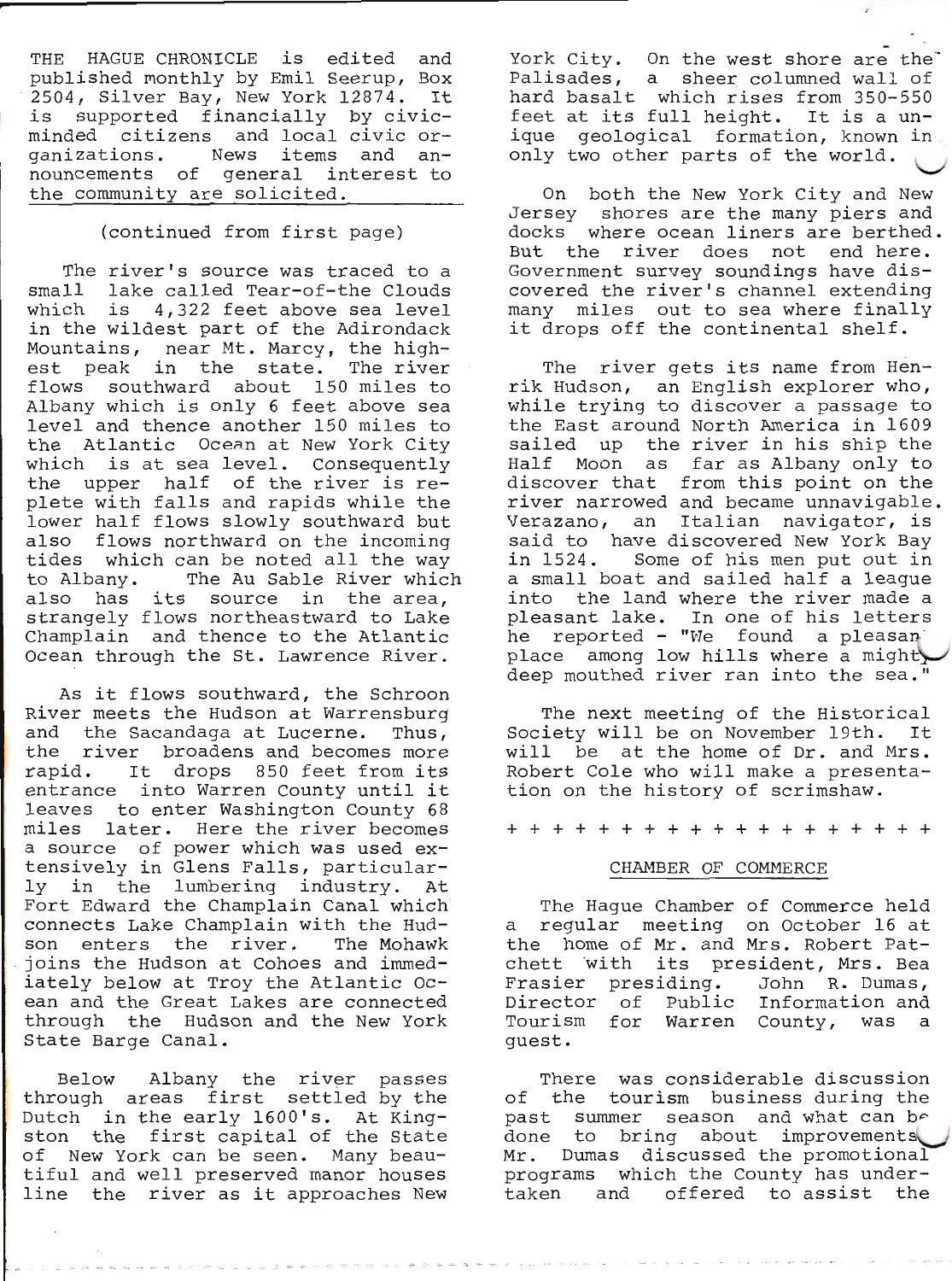THE HAGUE CHRONICLE is edited and published monthly by Emil Seerup, Box 2504, Silver Bay, New York 12874. It is supported financially by civic-minded citizens and local civic organizations. News items and announcements of general interest to the community are solicited.

(continued from first page)

The river's source was traced to a small lake called Tear-of-the Clouds which is 4,322 feet above sea level in the wildest part of the Adirondack Mountains, near Mt. Marcy, the highest peak in the state. The river flows southward about 150 miles to Albany which is only 6 feet above sea level and thence another 150 miles to the Atlantic Ocean at New York City which is at sea level. Consequently the upper half of the river is replete with falls and rapids while the lower half flows slowly southward but also flows northward on the incoming tides which can be noted all the way to Albany. The Au Sable River which also has its source in the area, strangely flows northeastward to Lake Champlain and thence to the Atlantic Ocean through the St. Lawrence River.

As it flows southward, the Schroon River meets the Hudson at Warrensburg and the Sacandaga at Lucerne. Thus, the river broadens and becomes more rapid. It drops 850 feet from its entrance into Warren County until it leaves to enter Washington County 68 miles later. Here the river becomes a source of power which was used extensively in Glens Falls, particularly in the lumbering industry. At Fort Edward the Champlain Canal which connects Lake Champlain with the Hudson enters the river. The Mohawk joins the Hudson at Cohoes and immediately below at Troy the Atlantic Ocean and the Great Lakes are connected through the Hudson and the New York State Barge Canal.

Below Albany the river passes through areas first settled by the Dutch in the early 1600's. At Kingston the first capital of the State of New York can be seen. Many beautiful and well preserved manor houses line the river as it approaches New York City. On the west shore are the Palisades, a sheer columned wall of hard basalt which rises from 350-550 feet at its full height. It is a unique geological formation, known in only two other parts of the world.

On both the New York City and New Jersey shores are the many piers and docks where ocean liners are berthed. But the river does not end here. Government survey soundings have discovered the river's channel extending many miles out to sea where finally it drops off the continental shelf.

The river gets its name from Henrik Hudson, an English explorer who, while trying to discover a passage to the East around North America in 1609 sailed up the river in his ship the Half Moon as far as Albany only to discover that from this point on the river narrowed and became unnavigable. Verazano, an Italian navigator, is said to have discovered New York Bay in 1524. Some of his men put out in a small boat and sailed half a league into the land where the river made a pleasant lake. In one of his letters he reported - "We found a pleasant place among low hills where a mighty deep mouthed river ran into the sea."

The next meeting of the Historical Society will be on November 19th. It will be at the home of Dr. and Mrs. Robert Cole who will make a presentation on the history of scrimshaw.

+ + + + + + + + + + + + + + + + + + + +

## CHAMBER OF COMMERCE

The Hague Chamber of Commerce held a regular meeting on October 16 at the home of Mr. and Mrs. Robert Patchett with its president, Mrs. Bea Frasier presiding. John R. Dumas, Director of Public Information and Tourism for Warren County, was a guest.

There was considerable discussion of the tourism business during the past summer season and what can be done to bring about improvements. Mr. Dumas discussed the promotional programs which the County has undertaken and offered to assist the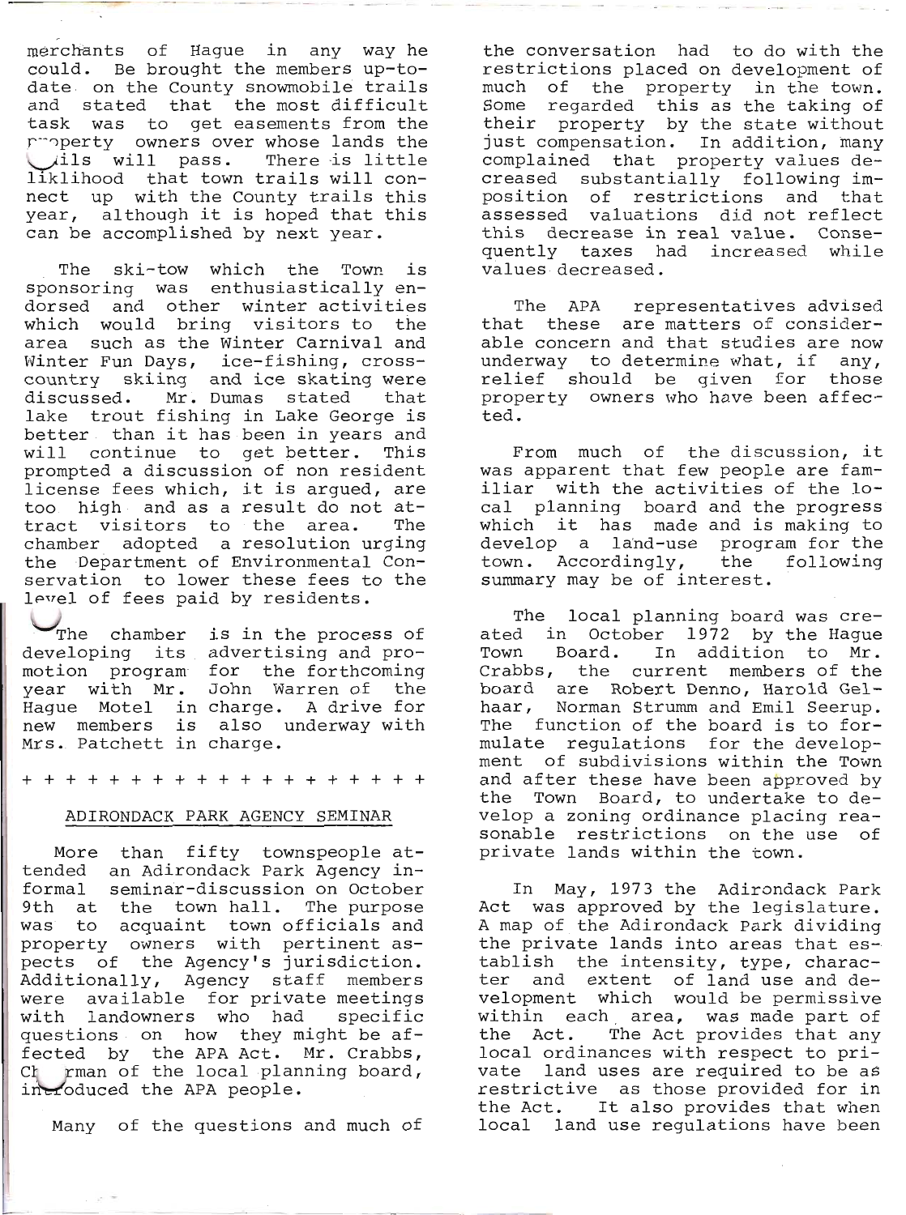merchants of Hague in any way he could. Be brought the members up-to-date on the County snowmobile trails and stated that the most difficult task was to get easements from the property owners over whose lands the trails will pass. There is little liklihood that town trails will connect up with the County trails this year, although it is hoped that this can be accomplished by next year.

The ski-tow which the Town is sponsoring was enthusiastically endorsed and other winter activities which would bring visitors to the area such as the Winter Carnival and Winter Fun Days, ice-fishing, cross-country skiing and ice skating were discussed. Mr. Dumas stated that lake trout fishing in Lake George is better than it has been in years and will continue to get better. This prompted a discussion of non resident license fees which, it is argued, are too high and as a result do not attract visitors to the area. The chamber adopted a resolution urging the Department of Environmental Conservation to lower these fees to the level of fees paid by residents.

The chamber is in the process of developing its advertising and promotion program for the forthcoming year with Mr. John Warren of the Hague Motel in charge. A drive for new members is also underway with Mrs. Patchett in charge.

+ + + + + + + + + + + + + + + + + + + +

## ADIRONDACK PARK AGENCY SEMINAR

More than fifty townspeople attended an Adirondack Park Agency informal seminar-discussion on October 9th at the town hall. The purpose was to acquaint town officials and property owners with pertinent aspects of the Agency's jurisdiction. Additionally, Agency staff members were available for private meetings with landowners who had specific questions on how they might be affected by the APA Act. Mr. Crabbs, Chairman of the local planning board, introduced the APA people.

Many of the questions and much of the conversation had to do with the restrictions placed on development of much of the property in the town. Some regarded this as the taking of their property by the state without just compensation. In addition, many complained that property values decreased substantially following imposition of restrictions and that assessed valuations did not reflect this decrease in real value. Consequently taxes had increased while values decreased.

The APA representatives advised that these are matters of considerable concern and that studies are now underway to determine what, if any, relief should be given for those property owners who have been affected.

From much of the discussion, it was apparent that few people are familiar with the activities of the local planning board and the progress which it has made and is making to develop a land-use program for the town. Accordingly, the following summary may be of interest.

The local planning board was created in October 1972 by the Hague Town Board. In addition to Mr. Crabbs, the current members of the board are Robert Denno, Harold Gelhaar, Norman Strumm and Emil Seerup. The function of the board is to formulate regulations for the development of subdivisions within the Town and after these have been approved by the Town Board, to undertake to develop a zoning ordinance placing reasonable restrictions on the use of private lands within the town.

In May, 1973 the Adirondack Park Act was approved by the legislature. A map of the Adirondack Park dividing the private lands into areas that establish the intensity, type, character and extent of land use and development which would be permissive within each area, was made part of the Act. The Act provides that any local ordinances with respect to private land uses are required to be as restrictive as those provided for in the Act. It also provides that when local land use regulations have been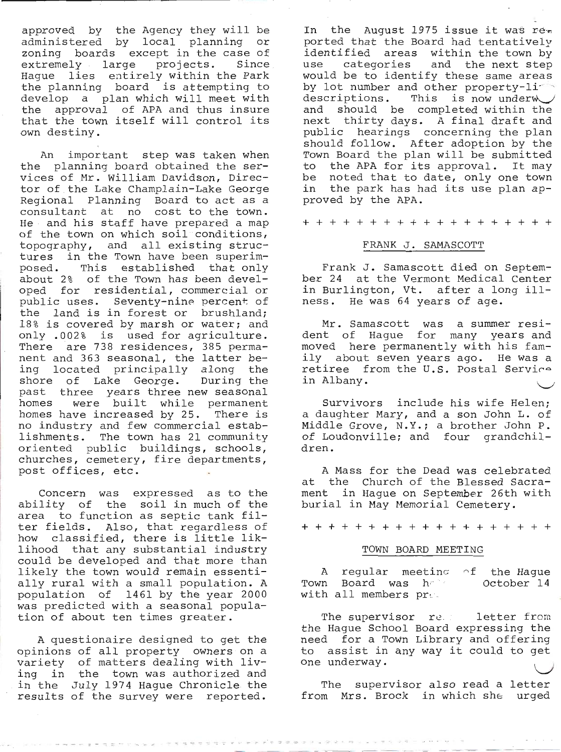approved by the Agency they will be administered by local planning or zoning boards except in the case of extremely large projects. Since Hague lies entirely within the Park the planning board is attempting to develop a plan which will meet with the approval of APA and thus insure that the town itself will control its own destiny.

An important step was taken when the planning board obtained the services of Mr. William Davidson, Director of the Lake Champlain-Lake George Regional Planning Board to act as a consultant at no cost to the town. He and his staff have prepared a map of the town on which soil conditions, topography, and all existing structures in the Town have been superimposed. This established that only about 2% of the Town has been developed for residential, commercial or public uses. Seventy-nine percent of the land is in forest or brushland; 18% is covered by marsh or water; and only .002% is used for agriculture. There are 738 residences, 385 permanent and 363 seasonal, the latter being located principally along the shore of Lake George. During the past three years three new seasonal homes were built while permanent homes have increased by 25. There is no industry and few commercial establishments. The town has 21 community oriented public buildings, schools, churches, cemetery, fire departments, post offices, etc.

Concern was expressed as to the ability of the soil in much of the area to function as septic tank filter fields. Also, that regardless of how classified, there is little liklihood that any substantial industry could be developed and that more than likely the town would remain essentially rural with a small population. A population of 1461 by the year 2000 was predicted with a seasonal population of about ten times greater.

A questionaire designed to get the opinions of all property owners on a variety of matters dealing with living in the town was authorized and in the July 1974 Hague Chronicle the results of the survey were reported.

In the August 1975 issue it was reported that the Board had tentatively identified areas within the town by use categories and the next step would be to identify these same areas by lot number and other property-li[ne] descriptions. This is now underw[ay] and should be completed within the next thirty days. A final draft and public hearings concerning the plan should follow. After adoption by the Town Board the plan will be submitted to the APA for its approval. It may be noted that to date, only one town in the park has had its use plan approved by the APA.

+ + + + + + + + + + + + + + + + + + + +

## FRANK J. SAMASCOTT

Frank J. Samascott died on September 24 at the Vermont Medical Center in Burlington, Vt. after a long illness. He was 64 years of age.

Mr. Samascott was a summer resident of Hague for many years and moved here permanently with his family about seven years ago. He was a retiree from the U.S. Postal Service in Albany.

Survivors include his wife Helen; a daughter Mary, and a son John L. of Middle Grove, N.Y.; a brother John P. of Loudonville; and four grandchildren.

A Mass for the Dead was celebrated at the Church of the Blessed Sacrament in Hague on September 26th with burial in May Memorial Cemetery.

+ + + + + + + + + + + + + + + + + + + +

## TOWN BOARD MEETING

A regular meeting of the Hague Town Board was h[eld] October 14 with all members pr[esent].

The supervisor re[ad a] letter from the Hague School Board expressing the need for a Town Library and offering to assist in any way it could to get one underway.

The supervisor also read a letter from Mrs. Brock in which she urged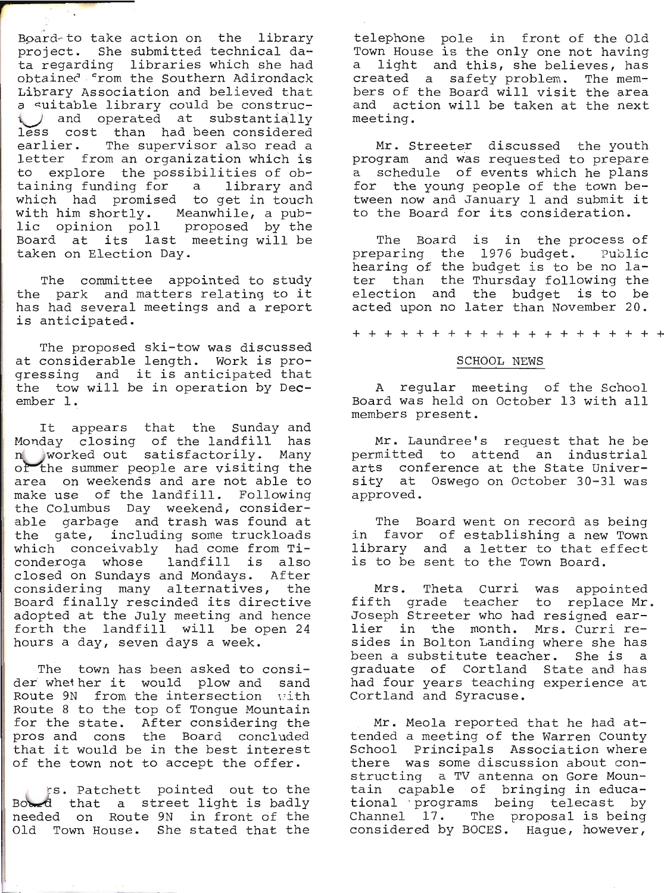Board to take action on the library project. She submitted technical data regarding libraries which she had obtained from the Southern Adirondack Library Association and believed that a suitable library could be constructed and operated at substantially less cost than had been considered earlier. The supervisor also read a letter from an organization which is to explore the possibilities of obtaining funding for a library and which had promised to get in touch with him shortly. Meanwhile, a public opinion poll proposed by the Board at its last meeting will be taken on Election Day.

The committee appointed to study the park and matters relating to it has had several meetings and a report is anticipated.

The proposed ski-tow was discussed at considerable length. Work is progressing and it is anticipated that the tow will be in operation by December 1.

It appears that the Sunday and Monday closing of the landfill has not worked out satisfactorily. Many of the summer people are visiting the area on weekends and are not able to make use of the landfill. Following the Columbus Day weekend, considerable garbage and trash was found at the gate, including some truckloads which conceivably had come from Ticonderoga whose landfill is also closed on Sundays and Mondays. After considering many alternatives, the Board finally rescinded its directive adopted at the July meeting and hence forth the landfill will be open 24 hours a day, seven days a week.

The town has been asked to consider whether it would plow and sand Route 9N from the intersection with Route 8 to the top of Tongue Mountain for the state. After considering the pros and cons the Board concluded that it would be in the best interest of the town not to accept the offer.

Mrs. Patchett pointed out to the Board that a street light is badly needed on Route 9N in front of the Old Town House. She stated that the telephone pole in front of the Old Town House is the only one not having a light and this, she believes, has created a safety problem. The members of the Board will visit the area and action will be taken at the next meeting.

Mr. Streeter discussed the youth program and was requested to prepare a schedule of events which he plans for the young people of the town between now and January 1 and submit it to the Board for its consideration.

The Board is in the process of preparing the 1976 budget. Public hearing of the budget is to be no later than the Thursday following the election and the budget is to be acted upon no later than November 20.

+ + + + + + + + + + + + + + + + + + + + +

## SCHOOL NEWS

A regular meeting of the School Board was held on October 13 with all members present.

Mr. Laundree's request that he be permitted to attend an industrial arts conference at the State University at Oswego on October 30-31 was approved.

The Board went on record as being in favor of establishing a new Town library and a letter to that effect is to be sent to the Town Board.

Mrs. Theta Curri was appointed fifth grade teacher to replace Mr. Joseph Streeter who had resigned earlier in the month. Mrs. Curri resides in Bolton Landing where she has been a substitute teacher. She is a graduate of Cortland State and has had four years teaching experience at Cortland and Syracuse.

Mr. Meola reported that he had attended a meeting of the Warren County School Principals Association where there was some discussion about constructing a TV antenna on Gore Mountain capable of bringing in educational programs being telecast by Channel 17. The proposal is being considered by BOCES. Hague, however,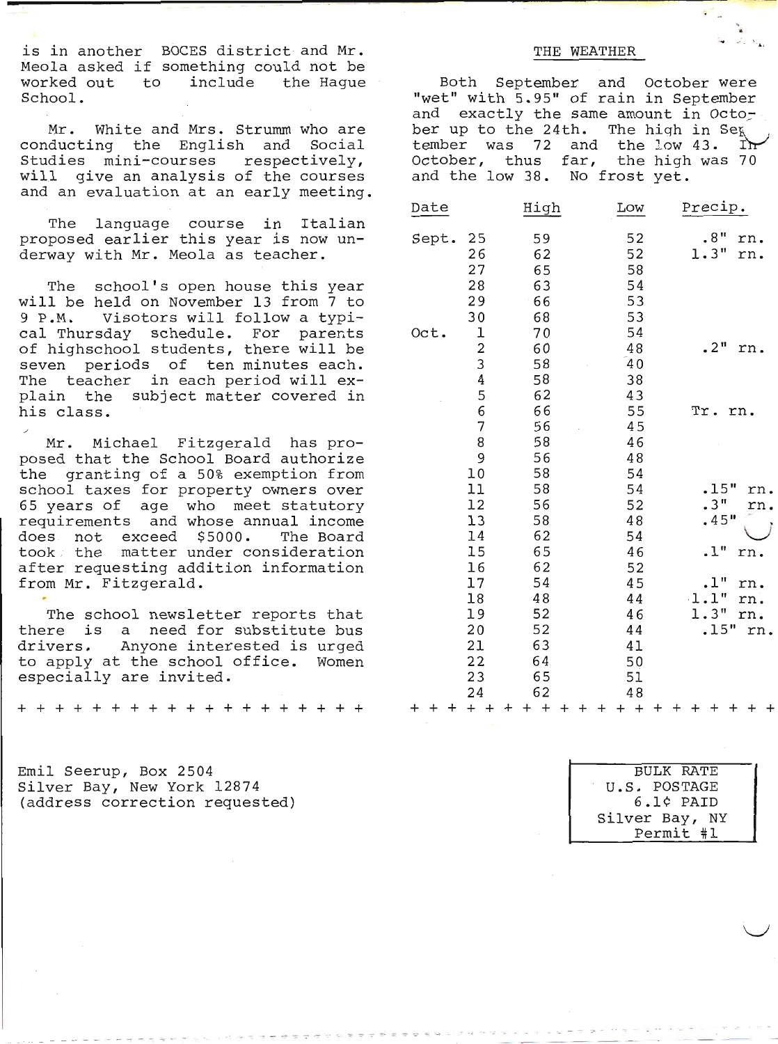is in another BOCES district and Mr. Meola asked if something could not be worked out to include the Hague School.

Mr. White and Mrs. Strumm who are conducting the English and Social Studies mini-courses respectively, will give an analysis of the courses and an evaluation at an early meeting.

The language course in Italian proposed earlier this year is now underway with Mr. Meola as teacher.

The school's open house this year will be held on November 13 from 7 to 9 P.M. Visotors will follow a typical Thursday schedule. For parents of highschool students, there will be seven periods of ten minutes each. The teacher in each period will explain the subject matter covered in his class.

Mr. Michael Fitzgerald has proposed that the School Board authorize the granting of a 50% exemption from school taxes for property owners over 65 years of age who meet statutory requirements and whose annual income does not exceed $5000. The Board took the matter under consideration after requesting addition information from Mr. Fitzgerald.

The school newsletter reports that there is a need for substitute bus drivers. Anyone interested is urged to apply at the school office. Women especially are invited.

+ + + + + + + + + + + + + + + + + + + +

## THE WEATHER

Both September and October were "wet" with 5.95" of rain in September and exactly the same amount in October up to the 24th. The high in September was 72 and the low 43. In October, thus far, the high was 70 and the low 38. No frost yet.

| Date | High | Low | Precip. |
|---|---|---|---|
| Sept. 25 | 59 | 52 | .8" rn. |
| 26 | 62 | 52 | 1.3" rn. |
| 27 | 65 | 58 | |
| 28 | 63 | 54 | |
| 29 | 66 | 53 | |
| 30 | 68 | 53 | |
| Oct. 1 | 70 | 54 | |
| 2 | 60 | 48 | .2" rn. |
| 3 | 58 | 40 | |
| 4 | 58 | 38 | |
| 5 | 62 | 43 | |
| 6 | 66 | 55 | Tr. rn. |
| 7 | 56 | 45 | |
| 8 | 58 | 46 | |
| 9 | 56 | 48 | |
| 10 | 58 | 54 | |
| 11 | 58 | 54 | .15" rn. |
| 12 | 56 | 52 | .3" rn. |
| 13 | 58 | 48 | .45" |
| 14 | 62 | 54 | |
| 15 | 65 | 46 | .1" rn. |
| 16 | 62 | 52 | |
| 17 | 54 | 45 | .1" rn. |
| 18 | 48 | 44 | 1.1" rn. |
| 19 | 52 | 46 | 1.3" rn. |
| 20 | 52 | 44 | .15" rn. |
| 21 | 63 | 41 | |
| 22 | 64 | 50 | |
| 23 | 65 | 51 | |
| 24 | 62 | 48 | |

+ + + + + + + + + + + + + + + + + + + +

Emil Seerup, Box 2504
Silver Bay, New York 12874
(address correction requested)

BULK RATE
U.S. POSTAGE
6.1¢ PAID
Silver Bay, NY
Permit #1